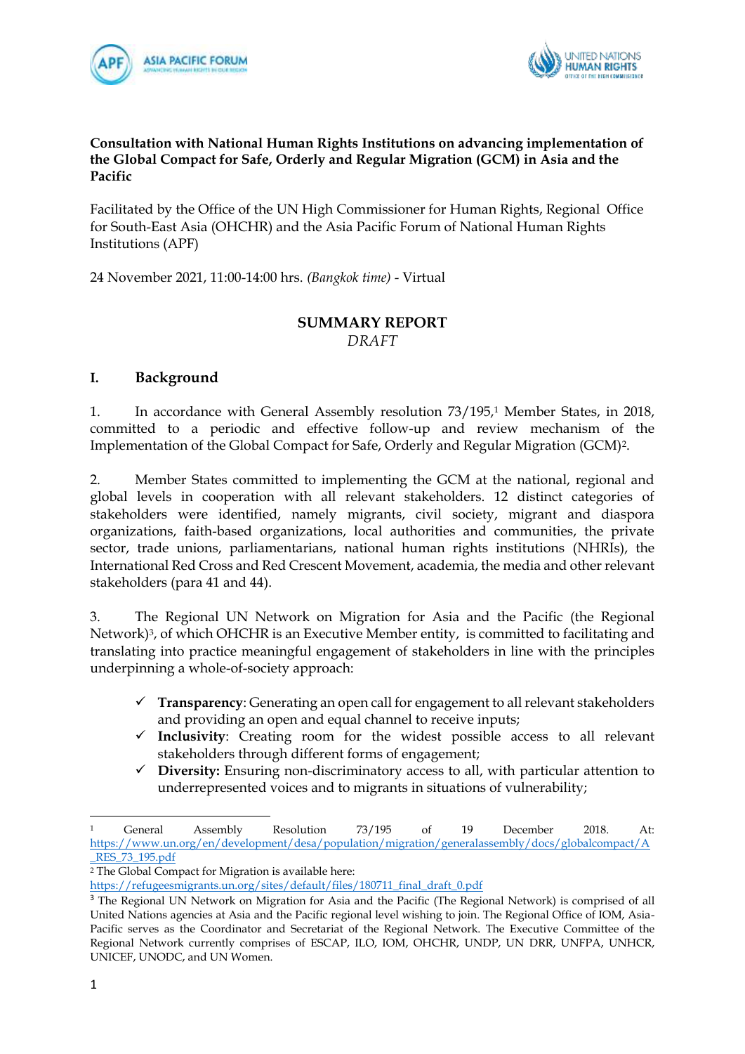**Consultation with National Human Rights Institutions on advancing implementation of the Global Compact for Safe, Orderly and Regular Migration (GCM) in Asia and the Pacific**

Facilitated by the Office of the UN High Commissioner for Human Rights, Regional Office for South-East Asia (OHCHR) and the Asia Pacific Forum of National Human Rights Institutions (APF)

24 November 2021, 11:00-14:00 hrs. *(Bangkok time)* - Virtual

## SUMMARY REPORT
*DRAFT*

## I. Background

1. In accordance with General Assembly resolution 73/195,[1] Member States, in 2018, committed to a periodic and effective follow-up and review mechanism of the Implementation of the Global Compact for Safe, Orderly and Regular Migration (GCM)[2].

2. Member States committed to implementing the GCM at the national, regional and global levels in cooperation with all relevant stakeholders. 12 distinct categories of stakeholders were identified, namely migrants, civil society, migrant and diaspora organizations, faith-based organizations, local authorities and communities, the private sector, trade unions, parliamentarians, national human rights institutions (NHRIs), the International Red Cross and Red Crescent Movement, academia, the media and other relevant stakeholders (para 41 and 44).

3. The Regional UN Network on Migration for Asia and the Pacific (the Regional Network)[3], of which OHCHR is an Executive Member entity, is committed to facilitating and translating into practice meaningful engagement of stakeholders in line with the principles underpinning a whole-of-society approach:

- ✓ **Transparency**: Generating an open call for engagement to all relevant stakeholders and providing an open and equal channel to receive inputs;
- ✓ **Inclusivity**: Creating room for the widest possible access to all relevant stakeholders through different forms of engagement;
- ✓ **Diversity:** Ensuring non-discriminatory access to all, with particular attention to underrepresented voices and to migrants in situations of vulnerability;

---

[1] General Assembly Resolution 73/195 of 19 December 2018. At: https://www.un.org/en/development/desa/population/migration/generalassembly/docs/globalcompact/A_RES_73_195.pdf

[2] The Global Compact for Migration is available here: https://refugeesmigrants.un.org/sites/default/files/180711_final_draft_0.pdf

[3] The Regional UN Network on Migration for Asia and the Pacific (The Regional Network) is comprised of all United Nations agencies at Asia and the Pacific regional level wishing to join. The Regional Office of IOM, Asia-Pacific serves as the Coordinator and Secretariat of the Regional Network. The Executive Committee of the Regional Network currently comprises of ESCAP, ILO, IOM, OHCHR, UNDP, UN DRR, UNFPA, UNHCR, UNICEF, UNODC, and UN Women.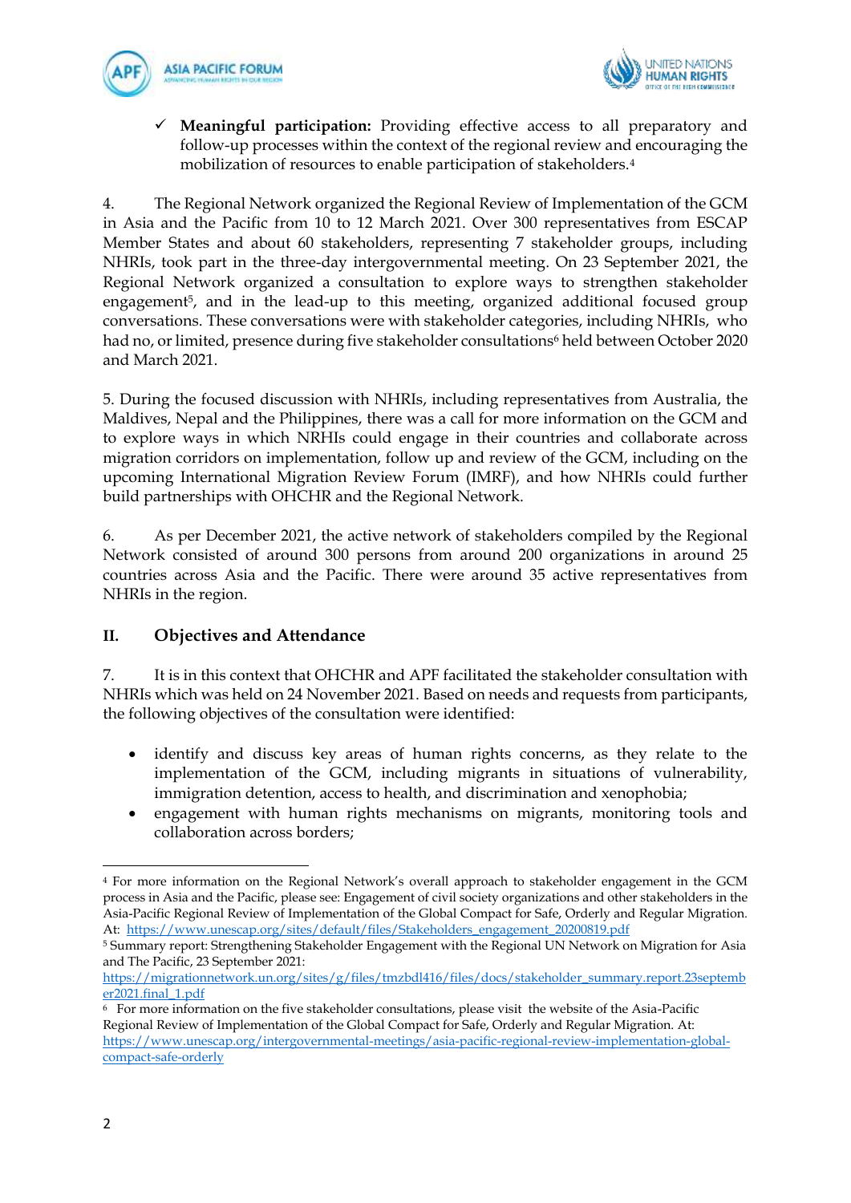- ✓ **Meaningful participation:** Providing effective access to all preparatory and follow-up processes within the context of the regional review and encouraging the mobilization of resources to enable participation of stakeholders.[4]

4. The Regional Network organized the Regional Review of Implementation of the GCM in Asia and the Pacific from 10 to 12 March 2021. Over 300 representatives from ESCAP Member States and about 60 stakeholders, representing 7 stakeholder groups, including NHRIs, took part in the three-day intergovernmental meeting. On 23 September 2021, the Regional Network organized a consultation to explore ways to strengthen stakeholder engagement[5], and in the lead-up to this meeting, organized additional focused group conversations. These conversations were with stakeholder categories, including NHRIs, who had no, or limited, presence during five stakeholder consultations[6] held between October 2020 and March 2021.

5. During the focused discussion with NHRIs, including representatives from Australia, the Maldives, Nepal and the Philippines, there was a call for more information on the GCM and to explore ways in which NRHIs could engage in their countries and collaborate across migration corridors on implementation, follow up and review of the GCM, including on the upcoming International Migration Review Forum (IMRF), and how NHRIs could further build partnerships with OHCHR and the Regional Network.

6. As per December 2021, the active network of stakeholders compiled by the Regional Network consisted of around 300 persons from around 200 organizations in around 25 countries across Asia and the Pacific. There were around 35 active representatives from NHRIs in the region.

## II. Objectives and Attendance

7. It is in this context that OHCHR and APF facilitated the stakeholder consultation with NHRIs which was held on 24 November 2021. Based on needs and requests from participants, the following objectives of the consultation were identified:

- identify and discuss key areas of human rights concerns, as they relate to the implementation of the GCM, including migrants in situations of vulnerability, immigration detention, access to health, and discrimination and xenophobia;
- engagement with human rights mechanisms on migrants, monitoring tools and collaboration across borders;

---

[4] For more information on the Regional Network's overall approach to stakeholder engagement in the GCM process in Asia and the Pacific, please see: Engagement of civil society organizations and other stakeholders in the Asia-Pacific Regional Review of Implementation of the Global Compact for Safe, Orderly and Regular Migration. At: https://www.unescap.org/sites/default/files/Stakeholders_engagement_20200819.pdf

[5] Summary report: Strengthening Stakeholder Engagement with the Regional UN Network on Migration for Asia and The Pacific, 23 September 2021: https://migrationnetwork.un.org/sites/g/files/tmzbdl416/files/docs/stakeholder_summary.report.23september2021.final_1.pdf

[6] For more information on the five stakeholder consultations, please visit the website of the Asia-Pacific Regional Review of Implementation of the Global Compact for Safe, Orderly and Regular Migration. At: https://www.unescap.org/intergovernmental-meetings/asia-pacific-regional-review-implementation-global-compact-safe-orderly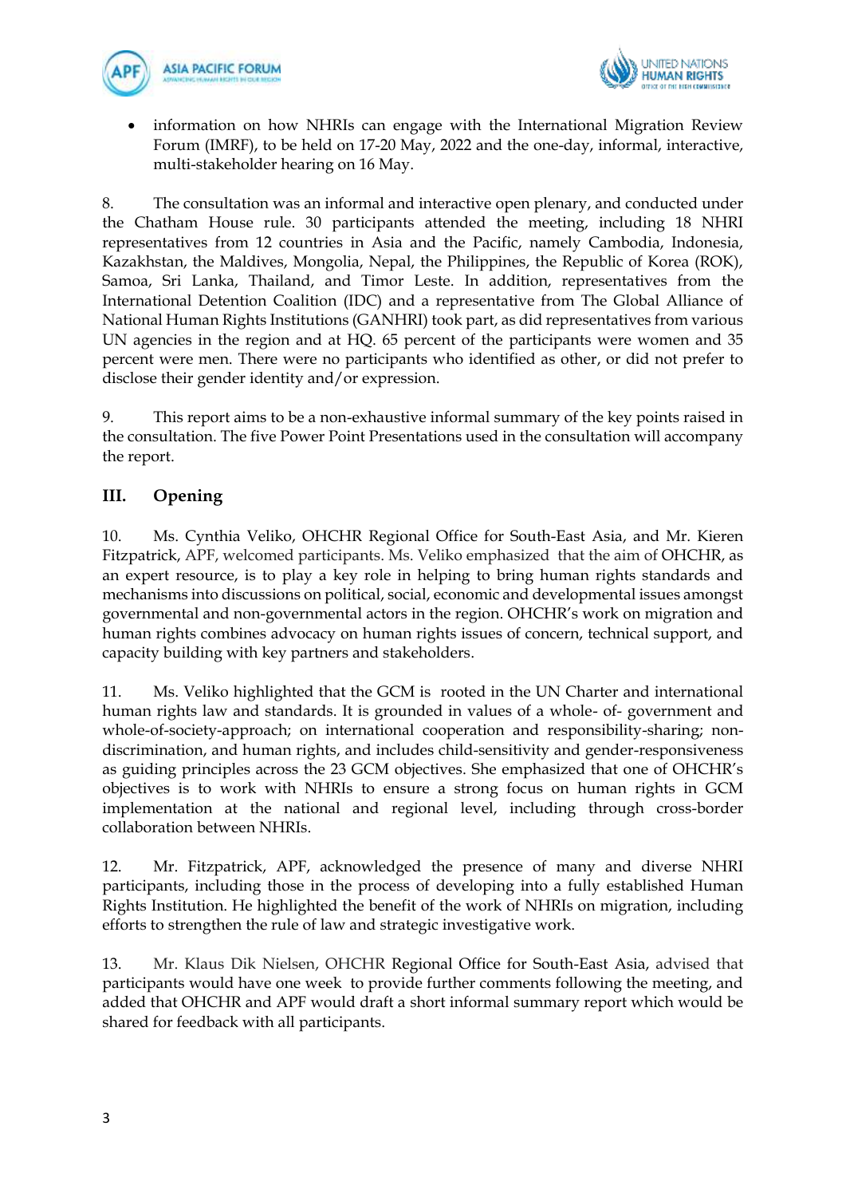- information on how NHRIs can engage with the International Migration Review Forum (IMRF), to be held on 17-20 May, 2022 and the one-day, informal, interactive, multi-stakeholder hearing on 16 May.

8. The consultation was an informal and interactive open plenary, and conducted under the Chatham House rule. 30 participants attended the meeting, including 18 NHRI representatives from 12 countries in Asia and the Pacific, namely Cambodia, Indonesia, Kazakhstan, the Maldives, Mongolia, Nepal, the Philippines, the Republic of Korea (ROK), Samoa, Sri Lanka, Thailand, and Timor Leste. In addition, representatives from the International Detention Coalition (IDC) and a representative from The Global Alliance of National Human Rights Institutions (GANHRI) took part, as did representatives from various UN agencies in the region and at HQ. 65 percent of the participants were women and 35 percent were men. There were no participants who identified as other, or did not prefer to disclose their gender identity and/or expression.

9. This report aims to be a non-exhaustive informal summary of the key points raised in the consultation. The five Power Point Presentations used in the consultation will accompany the report.

## III. Opening

10. Ms. Cynthia Veliko, OHCHR Regional Office for South-East Asia, and Mr. Kieren Fitzpatrick, APF, welcomed participants. Ms. Veliko emphasized that the aim of OHCHR, as an expert resource, is to play a key role in helping to bring human rights standards and mechanisms into discussions on political, social, economic and developmental issues amongst governmental and non-governmental actors in the region. OHCHR's work on migration and human rights combines advocacy on human rights issues of concern, technical support, and capacity building with key partners and stakeholders.

11. Ms. Veliko highlighted that the GCM is rooted in the UN Charter and international human rights law and standards. It is grounded in values of a whole- of- government and whole-of-society-approach; on international cooperation and responsibility-sharing; non-discrimination, and human rights, and includes child-sensitivity and gender-responsiveness as guiding principles across the 23 GCM objectives. She emphasized that one of OHCHR's objectives is to work with NHRIs to ensure a strong focus on human rights in GCM implementation at the national and regional level, including through cross-border collaboration between NHRIs.

12. Mr. Fitzpatrick, APF, acknowledged the presence of many and diverse NHRI participants, including those in the process of developing into a fully established Human Rights Institution. He highlighted the benefit of the work of NHRIs on migration, including efforts to strengthen the rule of law and strategic investigative work.

13. Mr. Klaus Dik Nielsen, OHCHR Regional Office for South-East Asia, advised that participants would have one week to provide further comments following the meeting, and added that OHCHR and APF would draft a short informal summary report which would be shared for feedback with all participants.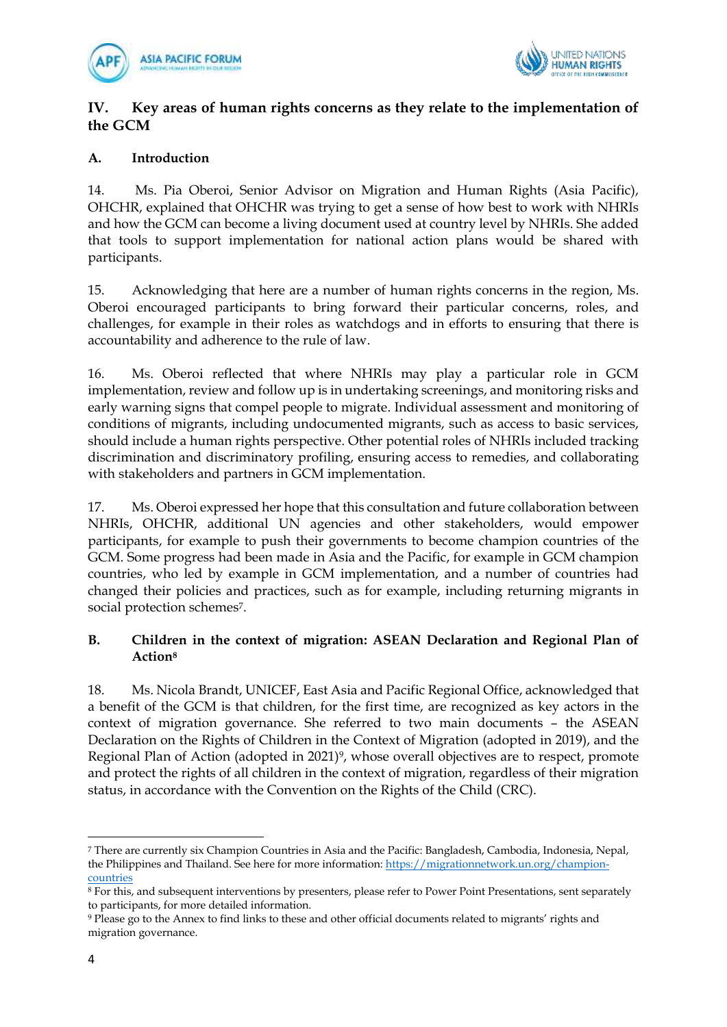## IV. Key areas of human rights concerns as they relate to the implementation of the GCM

### A. Introduction

14. Ms. Pia Oberoi, Senior Advisor on Migration and Human Rights (Asia Pacific), OHCHR, explained that OHCHR was trying to get a sense of how best to work with NHRIs and how the GCM can become a living document used at country level by NHRIs. She added that tools to support implementation for national action plans would be shared with participants.

15. Acknowledging that here are a number of human rights concerns in the region, Ms. Oberoi encouraged participants to bring forward their particular concerns, roles, and challenges, for example in their roles as watchdogs and in efforts to ensuring that there is accountability and adherence to the rule of law.

16. Ms. Oberoi reflected that where NHRIs may play a particular role in GCM implementation, review and follow up is in undertaking screenings, and monitoring risks and early warning signs that compel people to migrate. Individual assessment and monitoring of conditions of migrants, including undocumented migrants, such as access to basic services, should include a human rights perspective. Other potential roles of NHRIs included tracking discrimination and discriminatory profiling, ensuring access to remedies, and collaborating with stakeholders and partners in GCM implementation.

17. Ms. Oberoi expressed her hope that this consultation and future collaboration between NHRIs, OHCHR, additional UN agencies and other stakeholders, would empower participants, for example to push their governments to become champion countries of the GCM. Some progress had been made in Asia and the Pacific, for example in GCM champion countries, who led by example in GCM implementation, and a number of countries had changed their policies and practices, such as for example, including returning migrants in social protection schemes[7].

### B. Children in the context of migration: ASEAN Declaration and Regional Plan of Action[8]

18. Ms. Nicola Brandt, UNICEF, East Asia and Pacific Regional Office, acknowledged that a benefit of the GCM is that children, for the first time, are recognized as key actors in the context of migration governance. She referred to two main documents – the ASEAN Declaration on the Rights of Children in the Context of Migration (adopted in 2019), and the Regional Plan of Action (adopted in 2021)[9], whose overall objectives are to respect, promote and protect the rights of all children in the context of migration, regardless of their migration status, in accordance with the Convention on the Rights of the Child (CRC).

---

[7] There are currently six Champion Countries in Asia and the Pacific: Bangladesh, Cambodia, Indonesia, Nepal, the Philippines and Thailand. See here for more information: https://migrationnetwork.un.org/champion-countries

[8] For this, and subsequent interventions by presenters, please refer to Power Point Presentations, sent separately to participants, for more detailed information.

[9] Please go to the Annex to find links to these and other official documents related to migrants' rights and migration governance.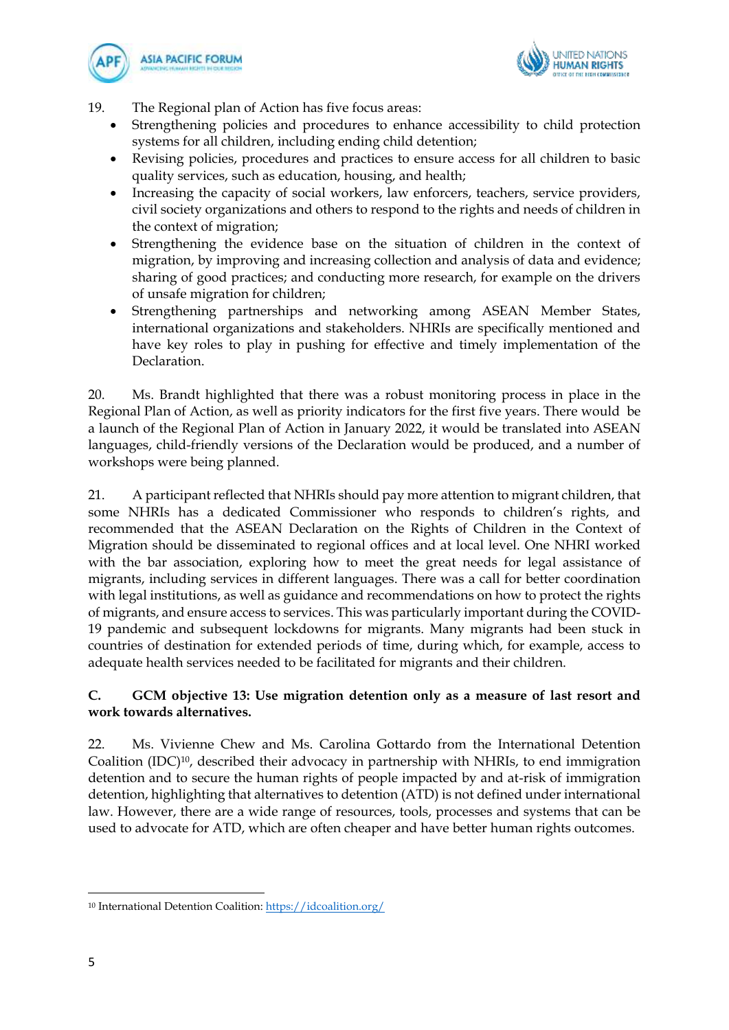19. The Regional plan of Action has five focus areas:

- Strengthening policies and procedures to enhance accessibility to child protection systems for all children, including ending child detention;
- Revising policies, procedures and practices to ensure access for all children to basic quality services, such as education, housing, and health;
- Increasing the capacity of social workers, law enforcers, teachers, service providers, civil society organizations and others to respond to the rights and needs of children in the context of migration;
- Strengthening the evidence base on the situation of children in the context of migration, by improving and increasing collection and analysis of data and evidence; sharing of good practices; and conducting more research, for example on the drivers of unsafe migration for children;
- Strengthening partnerships and networking among ASEAN Member States, international organizations and stakeholders. NHRIs are specifically mentioned and have key roles to play in pushing for effective and timely implementation of the Declaration.

20. Ms. Brandt highlighted that there was a robust monitoring process in place in the Regional Plan of Action, as well as priority indicators for the first five years. There would be a launch of the Regional Plan of Action in January 2022, it would be translated into ASEAN languages, child-friendly versions of the Declaration would be produced, and a number of workshops were being planned.

21. A participant reflected that NHRIs should pay more attention to migrant children, that some NHRIs has a dedicated Commissioner who responds to children's rights, and recommended that the ASEAN Declaration on the Rights of Children in the Context of Migration should be disseminated to regional offices and at local level. One NHRI worked with the bar association, exploring how to meet the great needs for legal assistance of migrants, including services in different languages. There was a call for better coordination with legal institutions, as well as guidance and recommendations on how to protect the rights of migrants, and ensure access to services. This was particularly important during the COVID-19 pandemic and subsequent lockdowns for migrants. Many migrants had been stuck in countries of destination for extended periods of time, during which, for example, access to adequate health services needed to be facilitated for migrants and their children.

### C. GCM objective 13: Use migration detention only as a measure of last resort and work towards alternatives.

22. Ms. Vivienne Chew and Ms. Carolina Gottardo from the International Detention Coalition (IDC)[10], described their advocacy in partnership with NHRIs, to end immigration detention and to secure the human rights of people impacted by and at-risk of immigration detention, highlighting that alternatives to detention (ATD) is not defined under international law. However, there are a wide range of resources, tools, processes and systems that can be used to advocate for ATD, which are often cheaper and have better human rights outcomes.

---

[10] International Detention Coalition: https://idcoalition.org/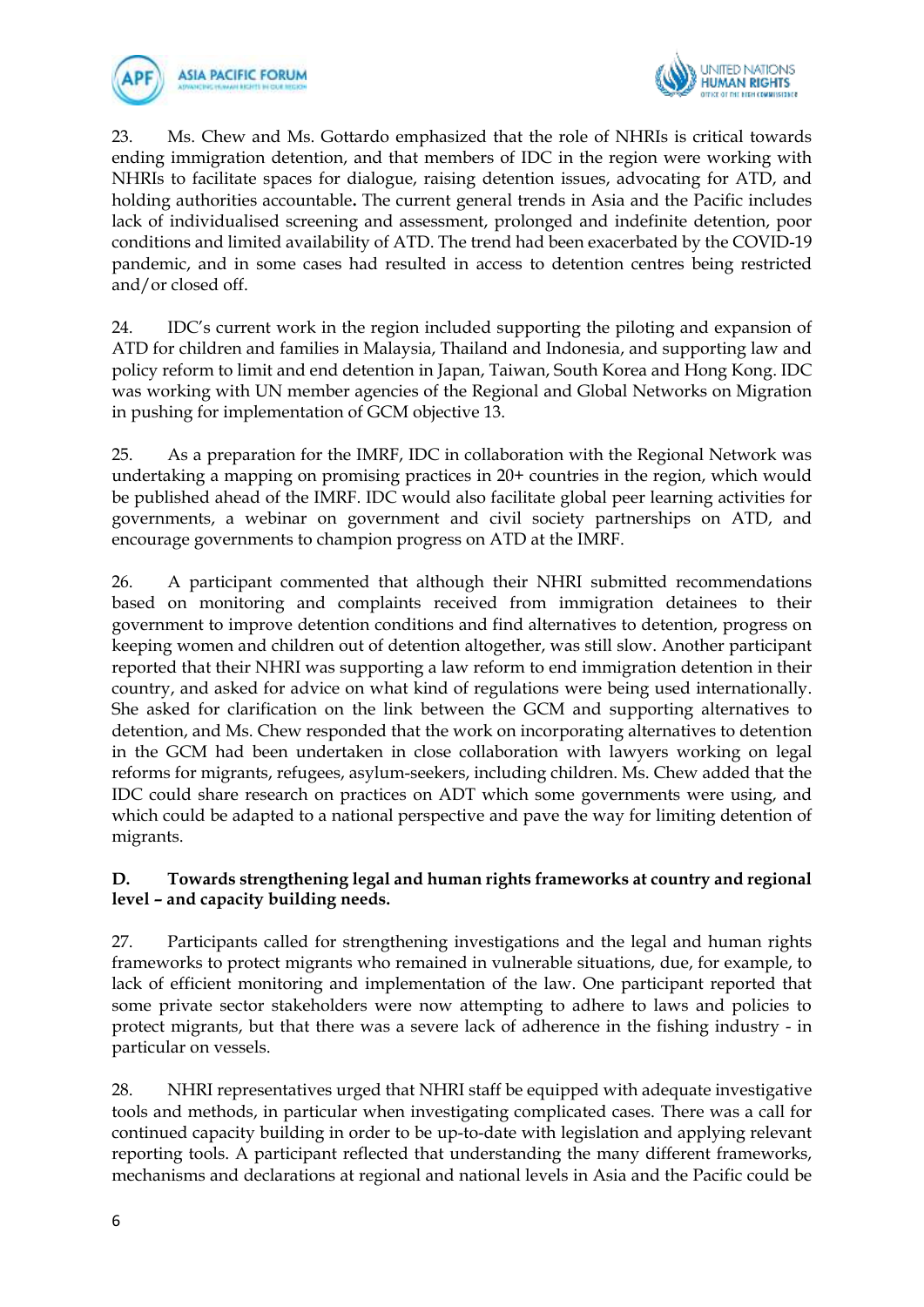23. Ms. Chew and Ms. Gottardo emphasized that the role of NHRIs is critical towards ending immigration detention, and that members of IDC in the region were working with NHRIs to facilitate spaces for dialogue, raising detention issues, advocating for ATD, and holding authorities accountable**.** The current general trends in Asia and the Pacific includes lack of individualised screening and assessment, prolonged and indefinite detention, poor conditions and limited availability of ATD. The trend had been exacerbated by the COVID-19 pandemic, and in some cases had resulted in access to detention centres being restricted and/or closed off.

24. IDC's current work in the region included supporting the piloting and expansion of ATD for children and families in Malaysia, Thailand and Indonesia, and supporting law and policy reform to limit and end detention in Japan, Taiwan, South Korea and Hong Kong. IDC was working with UN member agencies of the Regional and Global Networks on Migration in pushing for implementation of GCM objective 13.

25. As a preparation for the IMRF, IDC in collaboration with the Regional Network was undertaking a mapping on promising practices in 20+ countries in the region, which would be published ahead of the IMRF. IDC would also facilitate global peer learning activities for governments, a webinar on government and civil society partnerships on ATD, and encourage governments to champion progress on ATD at the IMRF.

26. A participant commented that although their NHRI submitted recommendations based on monitoring and complaints received from immigration detainees to their government to improve detention conditions and find alternatives to detention, progress on keeping women and children out of detention altogether, was still slow. Another participant reported that their NHRI was supporting a law reform to end immigration detention in their country, and asked for advice on what kind of regulations were being used internationally. She asked for clarification on the link between the GCM and supporting alternatives to detention, and Ms. Chew responded that the work on incorporating alternatives to detention in the GCM had been undertaken in close collaboration with lawyers working on legal reforms for migrants, refugees, asylum-seekers, including children. Ms. Chew added that the IDC could share research on practices on ADT which some governments were using, and which could be adapted to a national perspective and pave the way for limiting detention of migrants.

### D. Towards strengthening legal and human rights frameworks at country and regional level – and capacity building needs.

27. Participants called for strengthening investigations and the legal and human rights frameworks to protect migrants who remained in vulnerable situations, due, for example, to lack of efficient monitoring and implementation of the law. One participant reported that some private sector stakeholders were now attempting to adhere to laws and policies to protect migrants, but that there was a severe lack of adherence in the fishing industry - in particular on vessels.

28. NHRI representatives urged that NHRI staff be equipped with adequate investigative tools and methods, in particular when investigating complicated cases. There was a call for continued capacity building in order to be up-to-date with legislation and applying relevant reporting tools. A participant reflected that understanding the many different frameworks, mechanisms and declarations at regional and national levels in Asia and the Pacific could be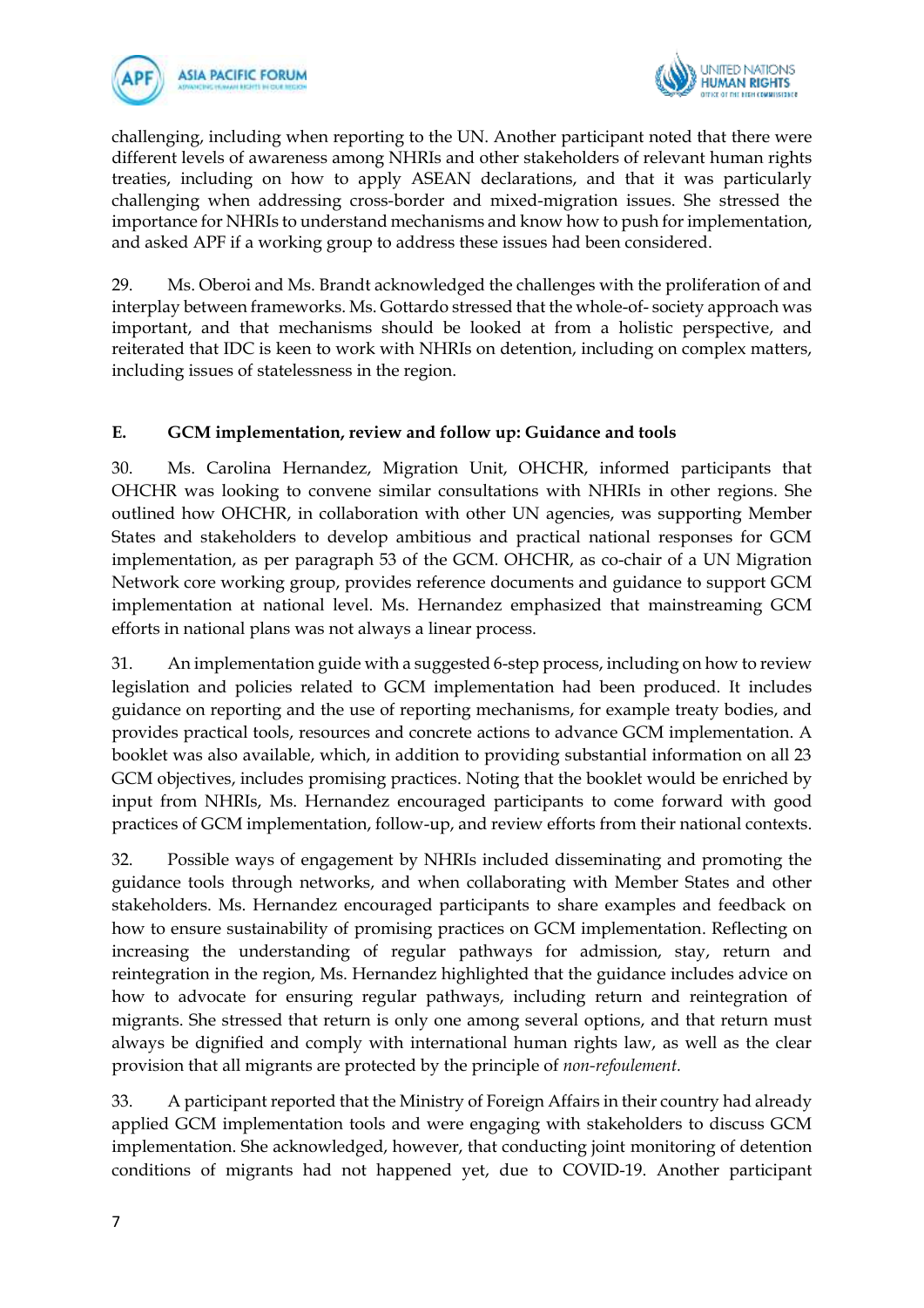challenging, including when reporting to the UN. Another participant noted that there were different levels of awareness among NHRIs and other stakeholders of relevant human rights treaties, including on how to apply ASEAN declarations, and that it was particularly challenging when addressing cross-border and mixed-migration issues. She stressed the importance for NHRIs to understand mechanisms and know how to push for implementation, and asked APF if a working group to address these issues had been considered.

29. Ms. Oberoi and Ms. Brandt acknowledged the challenges with the proliferation of and interplay between frameworks. Ms. Gottardo stressed that the whole-of- society approach was important, and that mechanisms should be looked at from a holistic perspective, and reiterated that IDC is keen to work with NHRIs on detention, including on complex matters, including issues of statelessness in the region.

## E. GCM implementation, review and follow up: Guidance and tools

30. Ms. Carolina Hernandez, Migration Unit, OHCHR, informed participants that OHCHR was looking to convene similar consultations with NHRIs in other regions. She outlined how OHCHR, in collaboration with other UN agencies, was supporting Member States and stakeholders to develop ambitious and practical national responses for GCM implementation, as per paragraph 53 of the GCM. OHCHR, as co-chair of a UN Migration Network core working group, provides reference documents and guidance to support GCM implementation at national level. Ms. Hernandez emphasized that mainstreaming GCM efforts in national plans was not always a linear process.

31. An implementation guide with a suggested 6-step process, including on how to review legislation and policies related to GCM implementation had been produced. It includes guidance on reporting and the use of reporting mechanisms, for example treaty bodies, and provides practical tools, resources and concrete actions to advance GCM implementation. A booklet was also available, which, in addition to providing substantial information on all 23 GCM objectives, includes promising practices. Noting that the booklet would be enriched by input from NHRIs, Ms. Hernandez encouraged participants to come forward with good practices of GCM implementation, follow-up, and review efforts from their national contexts.

32. Possible ways of engagement by NHRIs included disseminating and promoting the guidance tools through networks, and when collaborating with Member States and other stakeholders. Ms. Hernandez encouraged participants to share examples and feedback on how to ensure sustainability of promising practices on GCM implementation. Reflecting on increasing the understanding of regular pathways for admission, stay, return and reintegration in the region, Ms. Hernandez highlighted that the guidance includes advice on how to advocate for ensuring regular pathways, including return and reintegration of migrants. She stressed that return is only one among several options, and that return must always be dignified and comply with international human rights law, as well as the clear provision that all migrants are protected by the principle of *non-refoulement.*

33. A participant reported that the Ministry of Foreign Affairs in their country had already applied GCM implementation tools and were engaging with stakeholders to discuss GCM implementation. She acknowledged, however, that conducting joint monitoring of detention conditions of migrants had not happened yet, due to COVID-19. Another participant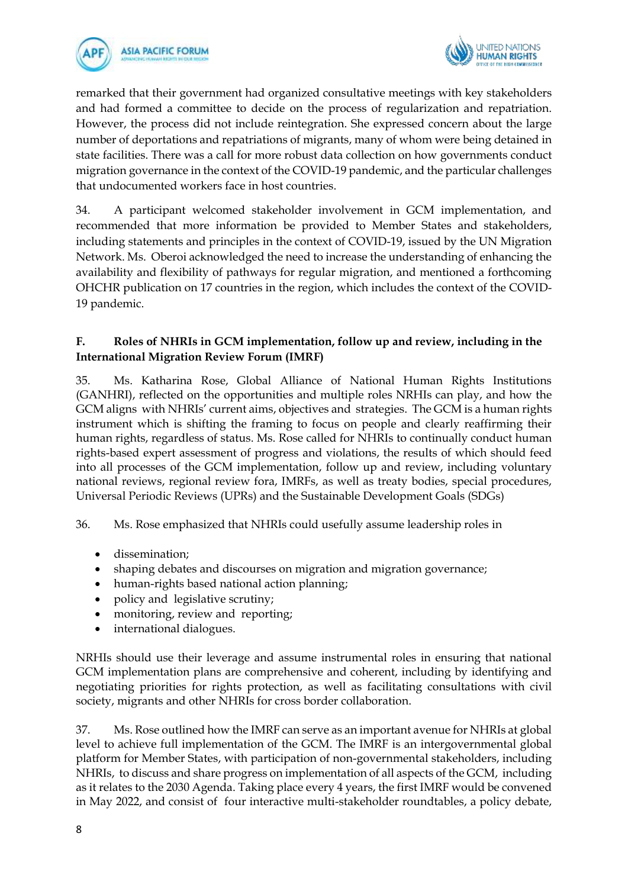remarked that their government had organized consultative meetings with key stakeholders and had formed a committee to decide on the process of regularization and repatriation. However, the process did not include reintegration. She expressed concern about the large number of deportations and repatriations of migrants, many of whom were being detained in state facilities. There was a call for more robust data collection on how governments conduct migration governance in the context of the COVID-19 pandemic, and the particular challenges that undocumented workers face in host countries.

34. A participant welcomed stakeholder involvement in GCM implementation, and recommended that more information be provided to Member States and stakeholders, including statements and principles in the context of COVID-19, issued by the UN Migration Network. Ms. Oberoi acknowledged the need to increase the understanding of enhancing the availability and flexibility of pathways for regular migration, and mentioned a forthcoming OHCHR publication on 17 countries in the region, which includes the context of the COVID-19 pandemic.

### F. Roles of NHRIs in GCM implementation, follow up and review, including in the International Migration Review Forum (IMRF)

35. Ms. Katharina Rose, Global Alliance of National Human Rights Institutions (GANHRI), reflected on the opportunities and multiple roles NRHIs can play, and how the GCM aligns with NHRIs' current aims, objectives and strategies. The GCM is a human rights instrument which is shifting the framing to focus on people and clearly reaffirming their human rights, regardless of status. Ms. Rose called for NHRIs to continually conduct human rights-based expert assessment of progress and violations, the results of which should feed into all processes of the GCM implementation, follow up and review, including voluntary national reviews, regional review fora, IMRFs, as well as treaty bodies, special procedures, Universal Periodic Reviews (UPRs) and the Sustainable Development Goals (SDGs)

36. Ms. Rose emphasized that NHRIs could usefully assume leadership roles in

- dissemination;
- shaping debates and discourses on migration and migration governance;
- human-rights based national action planning;
- policy and legislative scrutiny;
- monitoring, review and reporting;
- international dialogues.

NRHIs should use their leverage and assume instrumental roles in ensuring that national GCM implementation plans are comprehensive and coherent, including by identifying and negotiating priorities for rights protection, as well as facilitating consultations with civil society, migrants and other NHRIs for cross border collaboration.

37. Ms. Rose outlined how the IMRF can serve as an important avenue for NHRIs at global level to achieve full implementation of the GCM. The IMRF is an intergovernmental global platform for Member States, with participation of non-governmental stakeholders, including NHRIs, to discuss and share progress on implementation of all aspects of the GCM, including as it relates to the 2030 Agenda. Taking place every 4 years, the first IMRF would be convened in May 2022, and consist of four interactive multi-stakeholder roundtables, a policy debate,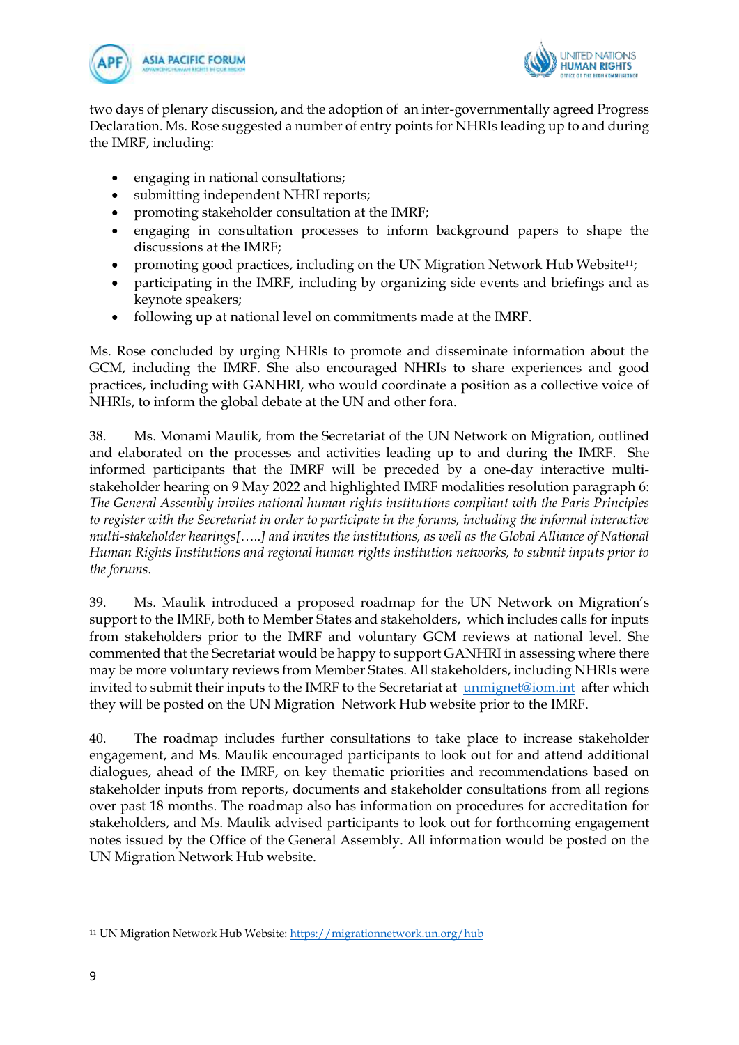two days of plenary discussion, and the adoption of an inter-governmentally agreed Progress Declaration. Ms. Rose suggested a number of entry points for NHRIs leading up to and during the IMRF, including:

- engaging in national consultations;
- submitting independent NHRI reports;
- promoting stakeholder consultation at the IMRF;
- engaging in consultation processes to inform background papers to shape the discussions at the IMRF;
- promoting good practices, including on the UN Migration Network Hub Website[11];
- participating in the IMRF, including by organizing side events and briefings and as keynote speakers;
- following up at national level on commitments made at the IMRF.

Ms. Rose concluded by urging NHRIs to promote and disseminate information about the GCM, including the IMRF. She also encouraged NHRIs to share experiences and good practices, including with GANHRI, who would coordinate a position as a collective voice of NHRIs, to inform the global debate at the UN and other fora.

38. Ms. Monami Maulik, from the Secretariat of the UN Network on Migration, outlined and elaborated on the processes and activities leading up to and during the IMRF. She informed participants that the IMRF will be preceded by a one-day interactive multi-stakeholder hearing on 9 May 2022 and highlighted IMRF modalities resolution paragraph 6: *The General Assembly invites national human rights institutions compliant with the Paris Principles to register with the Secretariat in order to participate in the forums, including the informal interactive multi-stakeholder hearings[…..] and invites the institutions, as well as the Global Alliance of National Human Rights Institutions and regional human rights institution networks, to submit inputs prior to the forums.*

39. Ms. Maulik introduced a proposed roadmap for the UN Network on Migration's support to the IMRF, both to Member States and stakeholders, which includes calls for inputs from stakeholders prior to the IMRF and voluntary GCM reviews at national level. She commented that the Secretariat would be happy to support GANHRI in assessing where there may be more voluntary reviews from Member States. All stakeholders, including NHRIs were invited to submit their inputs to the IMRF to the Secretariat at [unmignet@iom.int](mailto:unmignet@iom.int) after which they will be posted on the UN Migration Network Hub website prior to the IMRF.

40. The roadmap includes further consultations to take place to increase stakeholder engagement, and Ms. Maulik encouraged participants to look out for and attend additional dialogues, ahead of the IMRF, on key thematic priorities and recommendations based on stakeholder inputs from reports, documents and stakeholder consultations from all regions over past 18 months. The roadmap also has information on procedures for accreditation for stakeholders, and Ms. Maulik advised participants to look out for forthcoming engagement notes issued by the Office of the General Assembly. All information would be posted on the UN Migration Network Hub website.

---

[11] UN Migration Network Hub Website: [https://migrationnetwork.un.org/hub](https://migrationnetwork.un.org/hub)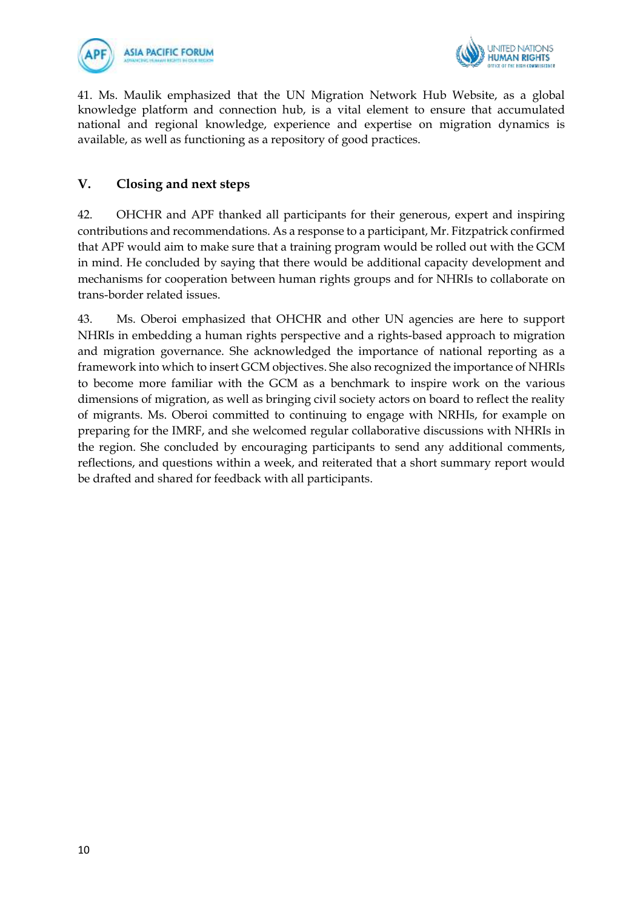41. Ms. Maulik emphasized that the UN Migration Network Hub Website, as a global knowledge platform and connection hub, is a vital element to ensure that accumulated national and regional knowledge, experience and expertise on migration dynamics is available, as well as functioning as a repository of good practices.

## V. Closing and next steps

42. OHCHR and APF thanked all participants for their generous, expert and inspiring contributions and recommendations. As a response to a participant, Mr. Fitzpatrick confirmed that APF would aim to make sure that a training program would be rolled out with the GCM in mind. He concluded by saying that there would be additional capacity development and mechanisms for cooperation between human rights groups and for NHRIs to collaborate on trans-border related issues.

43. Ms. Oberoi emphasized that OHCHR and other UN agencies are here to support NHRIs in embedding a human rights perspective and a rights-based approach to migration and migration governance. She acknowledged the importance of national reporting as a framework into which to insert GCM objectives. She also recognized the importance of NHRIs to become more familiar with the GCM as a benchmark to inspire work on the various dimensions of migration, as well as bringing civil society actors on board to reflect the reality of migrants. Ms. Oberoi committed to continuing to engage with NRHIs, for example on preparing for the IMRF, and she welcomed regular collaborative discussions with NHRIs in the region. She concluded by encouraging participants to send any additional comments, reflections, and questions within a week, and reiterated that a short summary report would be drafted and shared for feedback with all participants.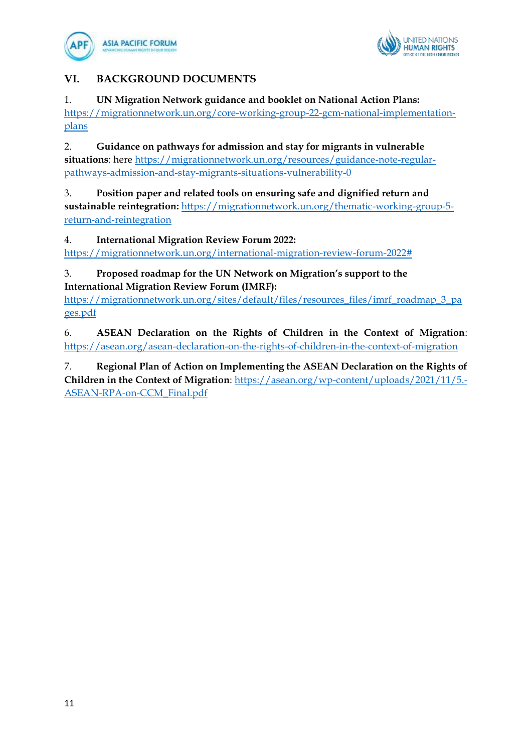## VI. BACKGROUND DOCUMENTS

1. **UN Migration Network guidance and booklet on National Action Plans:** https://migrationnetwork.un.org/core-working-group-22-gcm-national-implementation-plans

2. **Guidance on pathways for admission and stay for migrants in vulnerable situations**: here https://migrationnetwork.un.org/resources/guidance-note-regular-pathways-admission-and-stay-migrants-situations-vulnerability-0

3. **Position paper and related tools on ensuring safe and dignified return and sustainable reintegration:** https://migrationnetwork.un.org/thematic-working-group-5-return-and-reintegration

4. **International Migration Review Forum 2022:** https://migrationnetwork.un.org/international-migration-review-forum-2022#

3. **Proposed roadmap for the UN Network on Migration's support to the International Migration Review Forum (IMRF):** https://migrationnetwork.un.org/sites/default/files/resources_files/imrf_roadmap_3_pages.pdf

6. **ASEAN Declaration on the Rights of Children in the Context of Migration**: https://asean.org/asean-declaration-on-the-rights-of-children-in-the-context-of-migration

7. **Regional Plan of Action on Implementing the ASEAN Declaration on the Rights of Children in the Context of Migration**: https://asean.org/wp-content/uploads/2021/11/5.-ASEAN-RPA-on-CCM_Final.pdf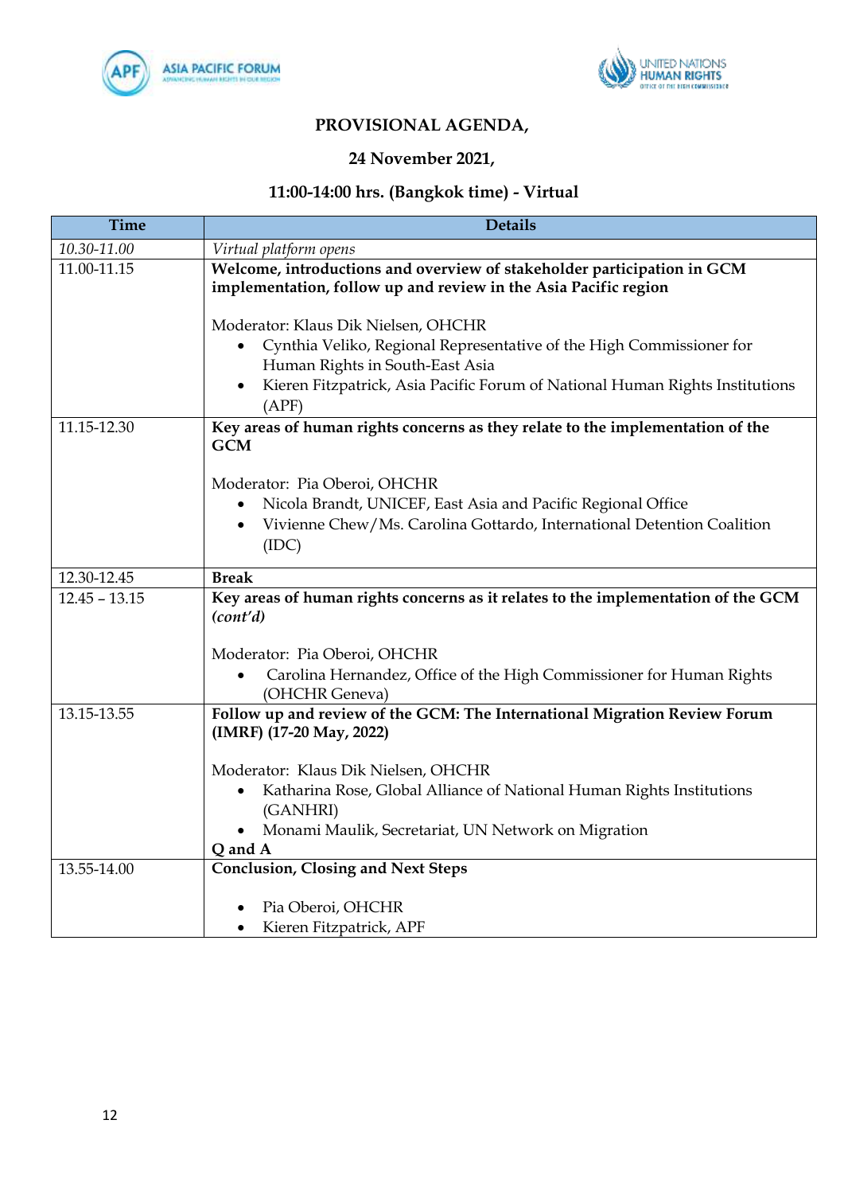**PROVISIONAL AGENDA,**

**24 November 2021,**

**11:00-14:00 hrs. (Bangkok time) - Virtual**

| Time | Details |
|---|---|
| *10.30-11.00* | *Virtual platform opens* |
| 11.00-11.15 | **Welcome, introductions and overview of stakeholder participation in GCM implementation, follow up and review in the Asia Pacific region**<br><br>Moderator: Klaus Dik Nielsen, OHCHR<br>• Cynthia Veliko, Regional Representative of the High Commissioner for Human Rights in South-East Asia<br>• Kieren Fitzpatrick, Asia Pacific Forum of National Human Rights Institutions (APF) |
| 11.15-12.30 | **Key areas of human rights concerns as they relate to the implementation of the GCM**<br><br>Moderator: Pia Oberoi, OHCHR<br>• Nicola Brandt, UNICEF, East Asia and Pacific Regional Office<br>• Vivienne Chew/Ms. Carolina Gottardo, International Detention Coalition (IDC) |
| 12.30-12.45 | **Break** |
| 12.45 – 13.15 | **Key areas of human rights concerns as it relates to the implementation of the GCM *(cont'd)***<br><br>Moderator: Pia Oberoi, OHCHR<br>• Carolina Hernandez, Office of the High Commissioner for Human Rights (OHCHR Geneva) |
| 13.15-13.55 | **Follow up and review of the GCM: The International Migration Review Forum (IMRF) (17-20 May, 2022)**<br><br>Moderator: Klaus Dik Nielsen, OHCHR<br>• Katharina Rose, Global Alliance of National Human Rights Institutions (GANHRI)<br>• Monami Maulik, Secretariat, UN Network on Migration<br>**Q and A** |
| 13.55-14.00 | **Conclusion, Closing and Next Steps**<br><br>• Pia Oberoi, OHCHR<br>• Kieren Fitzpatrick, APF |